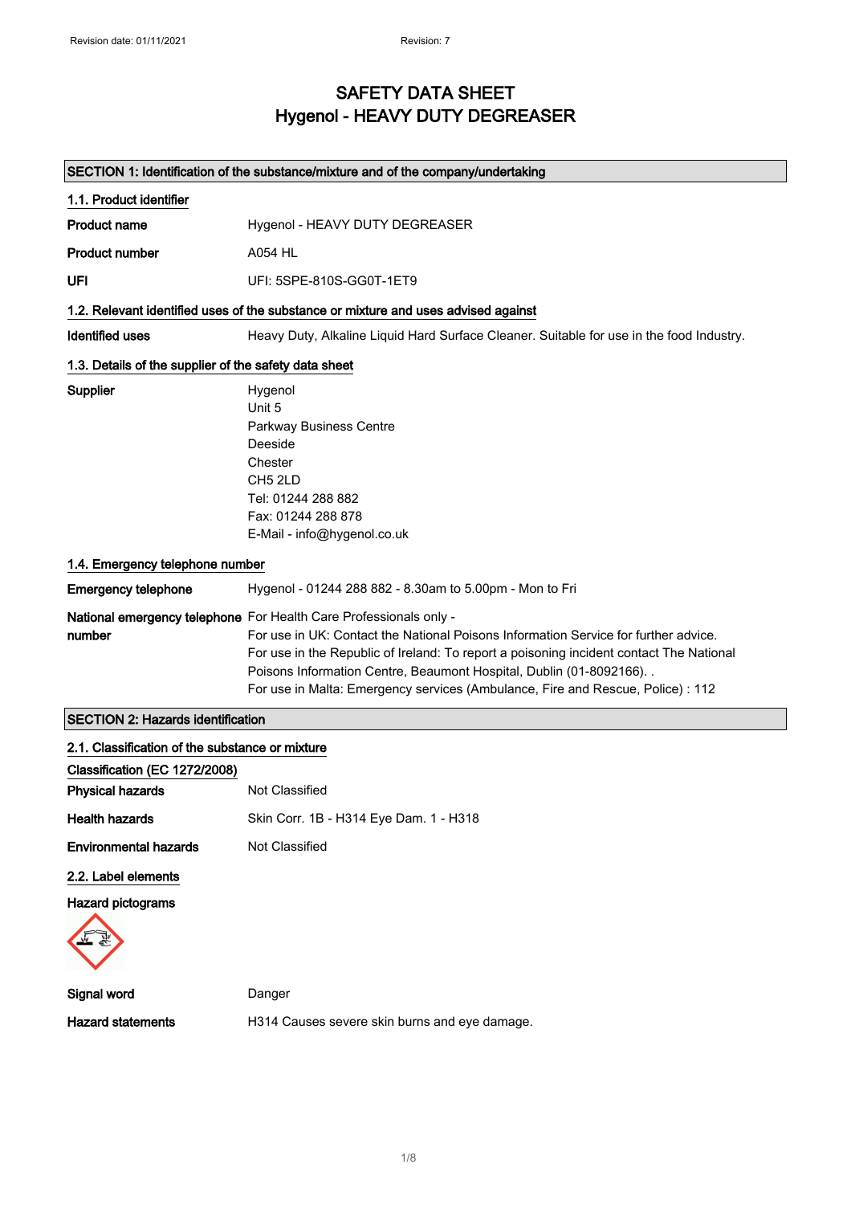Revision date: 01/11/2021 Revision: 7

# SAFETY DATA SHEET
# Hygenol - HEAVY DUTY DEGREASER

## SECTION 1: Identification of the substance/mixture and of the company/undertaking

### 1.1. Product identifier

**Product name** Hygenol - HEAVY DUTY DEGREASER

**Product number** A054 HL

**UFI** UFI: 5SPE-810S-GG0T-1ET9

### 1.2. Relevant identified uses of the substance or mixture and uses advised against

**Identified uses** Heavy Duty, Alkaline Liquid Hard Surface Cleaner. Suitable for use in the food Industry.

### 1.3. Details of the supplier of the safety data sheet

**Supplier**
Hygenol
Unit 5
Parkway Business Centre
Deeside
Chester
CH5 2LD
Tel: 01244 288 882
Fax: 01244 288 878
E-Mail - info@hygenol.co.uk

### 1.4. Emergency telephone number

**Emergency telephone** Hygenol - 01244 288 882 - 8.30am to 5.00pm - Mon to Fri

**National emergency telephone number** For Health Care Professionals only -
For use in UK: Contact the National Poisons Information Service for further advice.
For use in the Republic of Ireland: To report a poisoning incident contact The National Poisons Information Centre, Beaumont Hospital, Dublin (01-8092166). .
For use in Malta: Emergency services (Ambulance, Fire and Rescue, Police) : 112

## SECTION 2: Hazards identification

### 2.1. Classification of the substance or mixture

**Classification (EC 1272/2008)**

**Physical hazards** Not Classified

**Health hazards** Skin Corr. 1B - H314 Eye Dam. 1 - H318

**Environmental hazards** Not Classified

### 2.2. Label elements

**Hazard pictograms**

**Signal word** Danger

**Hazard statements** H314 Causes severe skin burns and eye damage.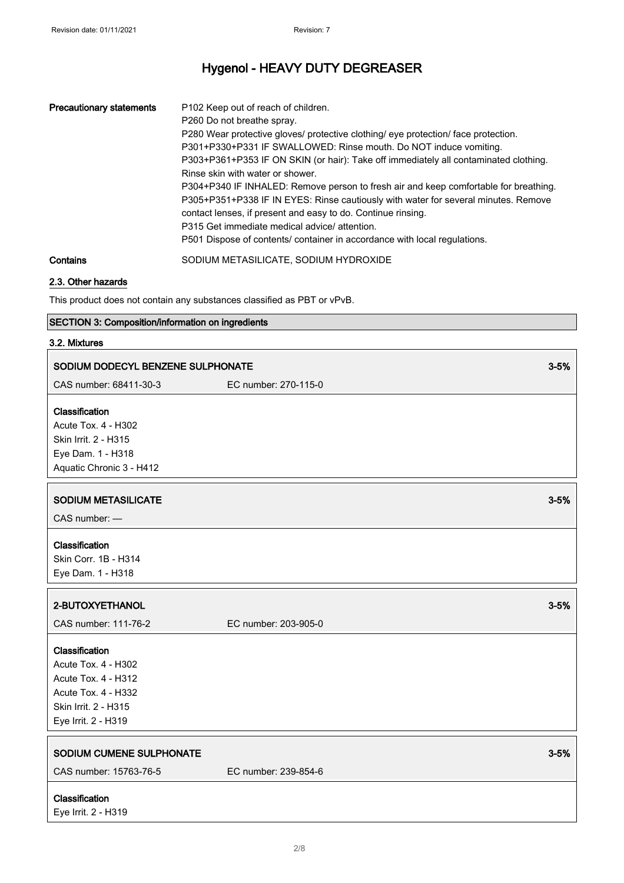| | |
|---|---|
| **Precautionary statements** | P102 Keep out of reach of children.<br>P260 Do not breathe spray.<br>P280 Wear protective gloves/ protective clothing/ eye protection/ face protection.<br>P301+P330+P331 IF SWALLOWED: Rinse mouth. Do NOT induce vomiting.<br>P303+P361+P353 IF ON SKIN (or hair): Take off immediately all contaminated clothing. Rinse skin with water or shower.<br>P304+P340 IF INHALED: Remove person to fresh air and keep comfortable for breathing.<br>P305+P351+P338 IF IN EYES: Rinse cautiously with water for several minutes. Remove contact lenses, if present and easy to do. Continue rinsing.<br>P315 Get immediate medical advice/ attention.<br>P501 Dispose of contents/ container in accordance with local regulations. |
| **Contains** | SODIUM METASILICATE, SODIUM HYDROXIDE |

### 2.3. Other hazards

This product does not contain any substances classified as PBT or vPvB.

## SECTION 3: Composition/information on ingredients

### 3.2. Mixtures

**SODIUM DODECYL BENZENE SULPHONATE** — 3-5%

CAS number: 68411-30-3 EC number: 270-115-0

**Classification**
Acute Tox. 4 - H302
Skin Irrit. 2 - H315
Eye Dam. 1 - H318
Aquatic Chronic 3 - H412

**SODIUM METASILICATE** — 3-5%

CAS number: —

**Classification**
Skin Corr. 1B - H314
Eye Dam. 1 - H318

**2-BUTOXYETHANOL** — 3-5%

CAS number: 111-76-2 EC number: 203-905-0

**Classification**
Acute Tox. 4 - H302
Acute Tox. 4 - H312
Acute Tox. 4 - H332
Skin Irrit. 2 - H315
Eye Irrit. 2 - H319

**SODIUM CUMENE SULPHONATE** — 3-5%

CAS number: 15763-76-5 EC number: 239-854-6

**Classification**
Eye Irrit. 2 - H319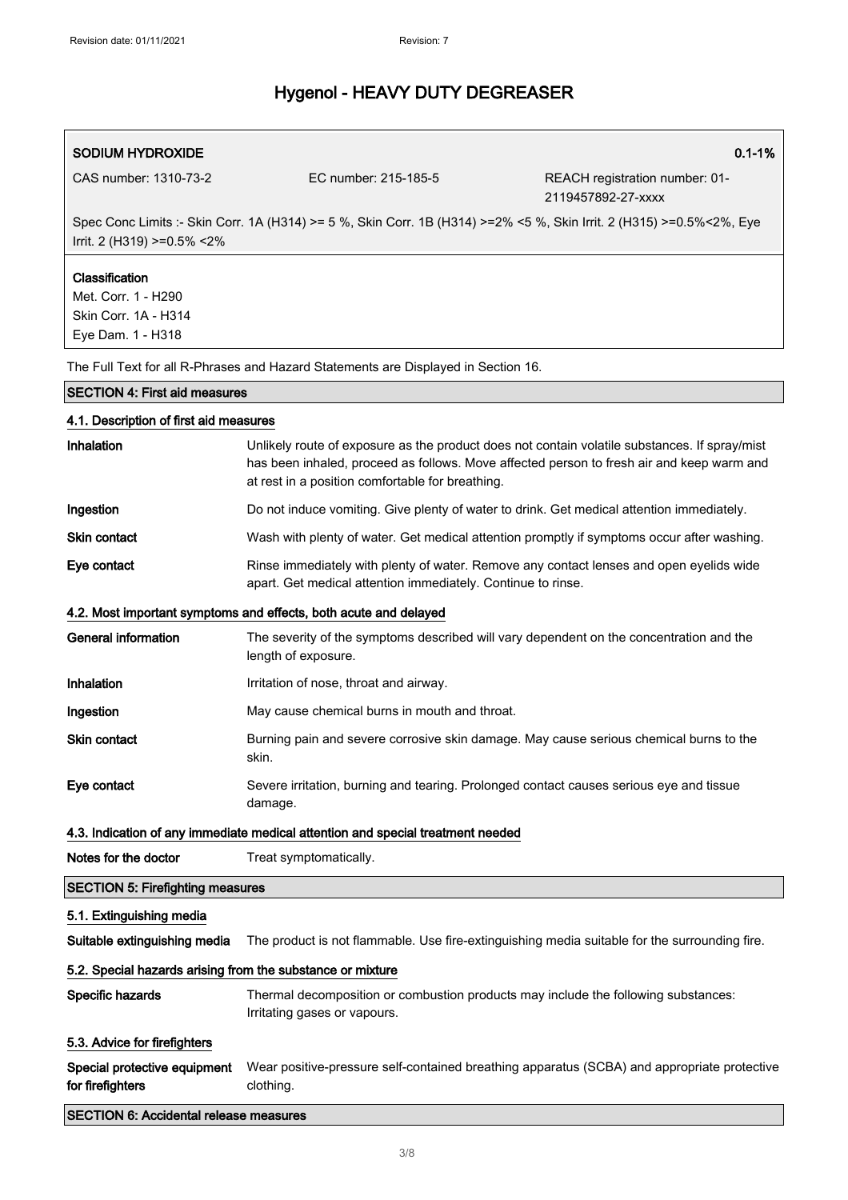**SODIUM HYDROXIDE** 0.1-1%

CAS number: 1310-73-2 EC number: 215-185-5 REACH registration number: 01-2119457892-27-xxxx

Spec Conc Limits :- Skin Corr. 1A (H314) >= 5 %, Skin Corr. 1B (H314) >=2% <5 %, Skin Irrit. 2 (H315) >=0.5%<2%, Eye Irrit. 2 (H319) >=0.5% <2%

**Classification**
Met. Corr. 1 - H290
Skin Corr. 1A - H314
Eye Dam. 1 - H318

The Full Text for all R-Phrases and Hazard Statements are Displayed in Section 16.

## SECTION 4: First aid measures

### 4.1. Description of first aid measures

**Inhalation** Unlikely route of exposure as the product does not contain volatile substances. If spray/mist has been inhaled, proceed as follows. Move affected person to fresh air and keep warm and at rest in a position comfortable for breathing.

**Ingestion** Do not induce vomiting. Give plenty of water to drink. Get medical attention immediately.

**Skin contact** Wash with plenty of water. Get medical attention promptly if symptoms occur after washing.

**Eye contact** Rinse immediately with plenty of water. Remove any contact lenses and open eyelids wide apart. Get medical attention immediately. Continue to rinse.

### 4.2. Most important symptoms and effects, both acute and delayed

**General information** The severity of the symptoms described will vary dependent on the concentration and the length of exposure.

**Inhalation** Irritation of nose, throat and airway.

**Ingestion** May cause chemical burns in mouth and throat.

**Skin contact** Burning pain and severe corrosive skin damage. May cause serious chemical burns to the skin.

**Eye contact** Severe irritation, burning and tearing. Prolonged contact causes serious eye and tissue damage.

### 4.3. Indication of any immediate medical attention and special treatment needed

**Notes for the doctor** Treat symptomatically.

## SECTION 5: Firefighting measures

### 5.1. Extinguishing media

**Suitable extinguishing media** The product is not flammable. Use fire-extinguishing media suitable for the surrounding fire.

### 5.2. Special hazards arising from the substance or mixture

**Specific hazards** Thermal decomposition or combustion products may include the following substances: Irritating gases or vapours.

### 5.3. Advice for firefighters

**Special protective equipment for firefighters** Wear positive-pressure self-contained breathing apparatus (SCBA) and appropriate protective clothing.

## SECTION 6: Accidental release measures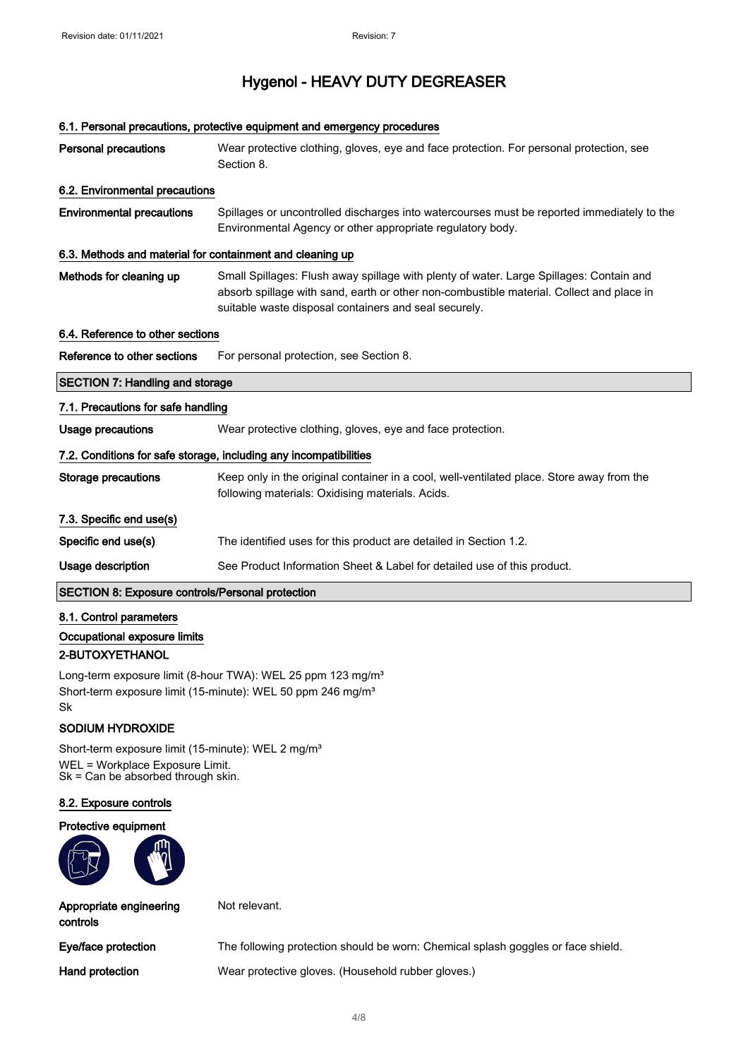# Hygenol - HEAVY DUTY DEGREASER

#### 6.1. Personal precautions, protective equipment and emergency procedures

| | |
|---|---|
| **Personal precautions** | Wear protective clothing, gloves, eye and face protection. For personal protection, see Section 8. |

#### 6.2. Environmental precautions

| | |
|---|---|
| **Environmental precautions** | Spillages or uncontrolled discharges into watercourses must be reported immediately to the Environmental Agency or other appropriate regulatory body. |

#### 6.3. Methods and material for containment and cleaning up

| | |
|---|---|
| **Methods for cleaning up** | Small Spillages: Flush away spillage with plenty of water. Large Spillages: Contain and absorb spillage with sand, earth or other non-combustible material. Collect and place in suitable waste disposal containers and seal securely. |

#### 6.4. Reference to other sections

| | |
|---|---|
| **Reference to other sections** | For personal protection, see Section 8. |

## SECTION 7: Handling and storage

#### 7.1. Precautions for safe handling

| | |
|---|---|
| **Usage precautions** | Wear protective clothing, gloves, eye and face protection. |

#### 7.2. Conditions for safe storage, including any incompatibilities

| | |
|---|---|
| **Storage precautions** | Keep only in the original container in a cool, well-ventilated place. Store away from the following materials: Oxidising materials. Acids. |

#### 7.3. Specific end use(s)

| | |
|---|---|
| **Specific end use(s)** | The identified uses for this product are detailed in Section 1.2. |
| **Usage description** | See Product Information Sheet & Label for detailed use of this product. |

## SECTION 8: Exposure controls/Personal protection

#### 8.1. Control parameters

#### Occupational exposure limits

**2-BUTOXYETHANOL**

Long-term exposure limit (8-hour TWA): WEL 25 ppm 123 mg/m³
Short-term exposure limit (15-minute): WEL 50 ppm 246 mg/m³
Sk

**SODIUM HYDROXIDE**

Short-term exposure limit (15-minute): WEL 2 mg/m³
WEL = Workplace Exposure Limit.
Sk = Can be absorbed through skin.

#### 8.2. Exposure controls

**Protective equipment**

| | |
|---|---|
| **Appropriate engineering controls** | Not relevant. |
| **Eye/face protection** | The following protection should be worn: Chemical splash goggles or face shield. |
| **Hand protection** | Wear protective gloves. (Household rubber gloves.) |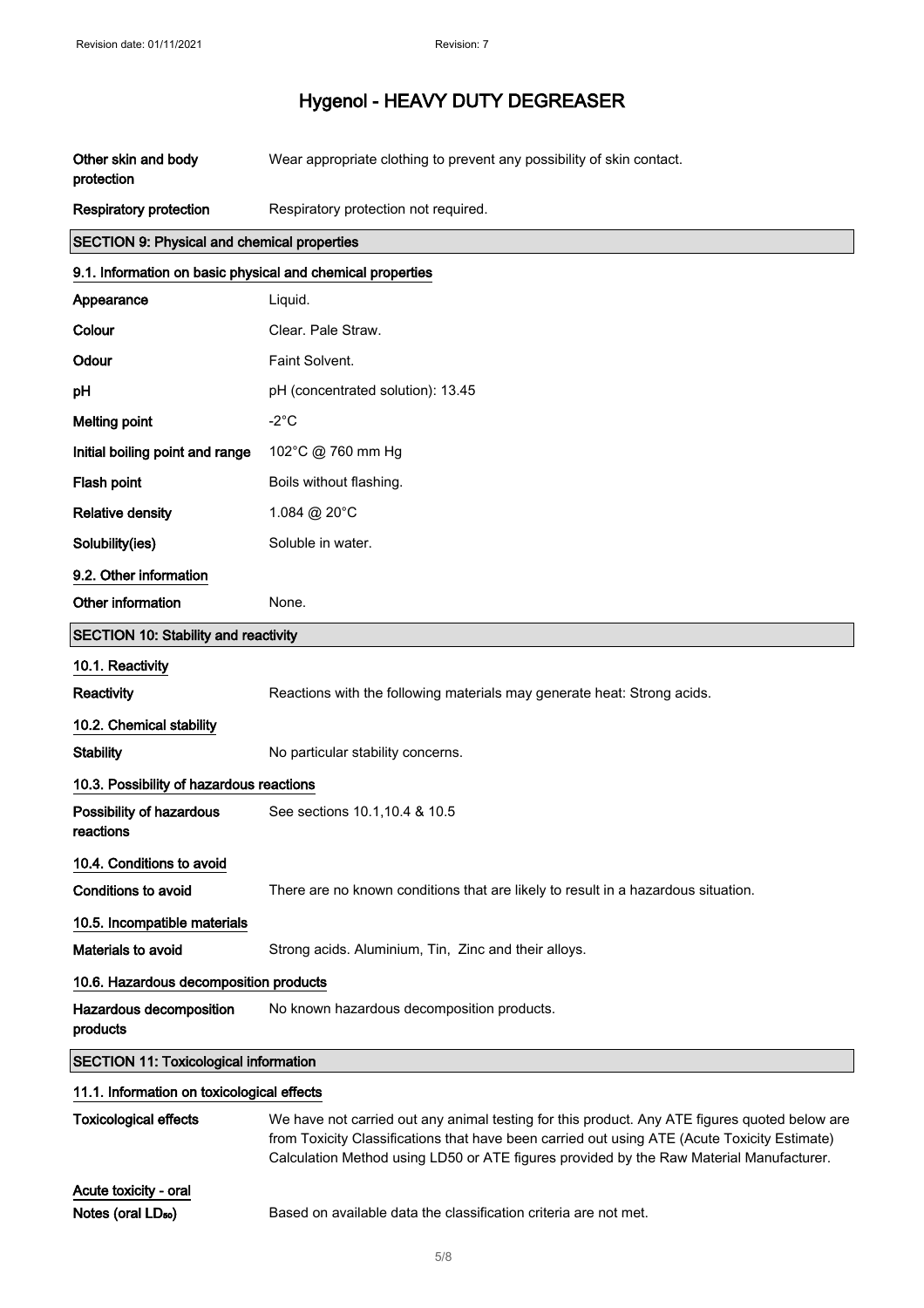| | |
|---|---|
| **Other skin and body protection** | Wear appropriate clothing to prevent any possibility of skin contact. |
| **Respiratory protection** | Respiratory protection not required. |

## SECTION 9: Physical and chemical properties

### 9.1. Information on basic physical and chemical properties

| | |
|---|---|
| **Appearance** | Liquid. |
| **Colour** | Clear. Pale Straw. |
| **Odour** | Faint Solvent. |
| **pH** | pH (concentrated solution): 13.45 |
| **Melting point** | -2°C |
| **Initial boiling point and range** | 102°C @ 760 mm Hg |
| **Flash point** | Boils without flashing. |
| **Relative density** | 1.084 @ 20°C |
| **Solubility(ies)** | Soluble in water. |

### 9.2. Other information

| | |
|---|---|
| **Other information** | None. |

## SECTION 10: Stability and reactivity

### 10.1. Reactivity

| | |
|---|---|
| **Reactivity** | Reactions with the following materials may generate heat: Strong acids. |

### 10.2. Chemical stability

| | |
|---|---|
| **Stability** | No particular stability concerns. |

### 10.3. Possibility of hazardous reactions

| | |
|---|---|
| **Possibility of hazardous reactions** | See sections 10.1,10.4 & 10.5 |

### 10.4. Conditions to avoid

| | |
|---|---|
| **Conditions to avoid** | There are no known conditions that are likely to result in a hazardous situation. |

### 10.5. Incompatible materials

| | |
|---|---|
| **Materials to avoid** | Strong acids. Aluminium, Tin, Zinc and their alloys. |

### 10.6. Hazardous decomposition products

| | |
|---|---|
| **Hazardous decomposition products** | No known hazardous decomposition products. |

## SECTION 11: Toxicological information

### 11.1. Information on toxicological effects

| | |
|---|---|
| **Toxicological effects** | We have not carried out any animal testing for this product. Any ATE figures quoted below are from Toxicity Classifications that have been carried out using ATE (Acute Toxicity Estimate) Calculation Method using LD50 or ATE figures provided by the Raw Material Manufacturer. |

### Acute toxicity - oral

| | |
|---|---|
| **Notes (oral $LD_{50}$)** | Based on available data the classification criteria are not met. |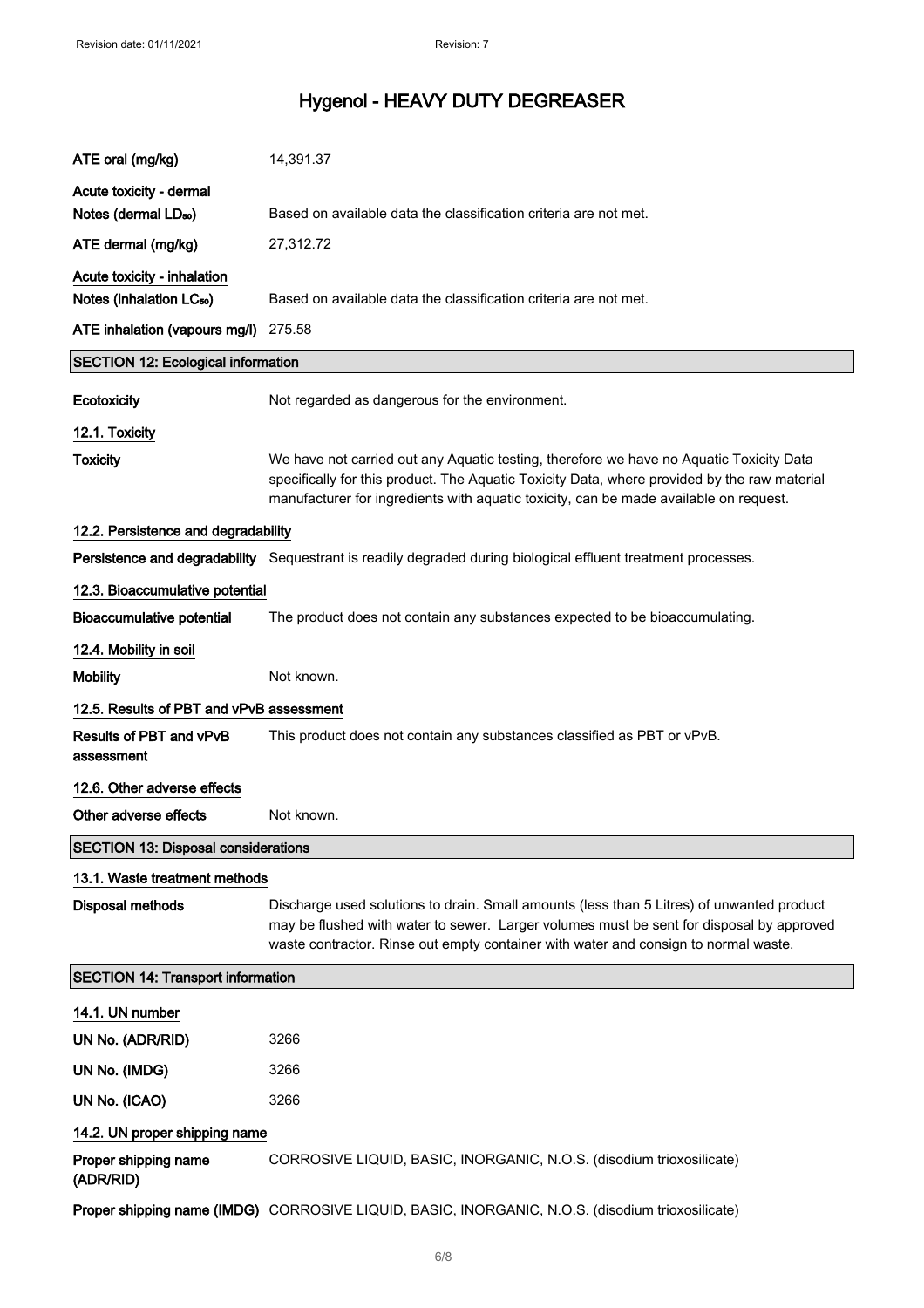| | |
|---|---|
| ATE oral (mg/kg) | 14,391.37 |
| **Acute toxicity - dermal** | |
| Notes (dermal $LD_{50}$) | Based on available data the classification criteria are not met. |
| ATE dermal (mg/kg) | 27,312.72 |
| **Acute toxicity - inhalation** | |
| Notes (inhalation $LC_{50}$) | Based on available data the classification criteria are not met. |
| ATE inhalation (vapours mg/l) | 275.58 |

## SECTION 12: Ecological information

**Ecotoxicity** Not regarded as dangerous for the environment.

### 12.1. Toxicity

**Toxicity** We have not carried out any Aquatic testing, therefore we have no Aquatic Toxicity Data specifically for this product. The Aquatic Toxicity Data, where provided by the raw material manufacturer for ingredients with aquatic toxicity, can be made available on request.

### 12.2. Persistence and degradability

**Persistence and degradability** Sequestrant is readily degraded during biological effluent treatment processes.

### 12.3. Bioaccumulative potential

**Bioaccumulative potential** The product does not contain any substances expected to be bioaccumulating.

### 12.4. Mobility in soil

**Mobility** Not known.

### 12.5. Results of PBT and vPvB assessment

**Results of PBT and vPvB assessment** This product does not contain any substances classified as PBT or vPvB.

### 12.6. Other adverse effects

**Other adverse effects** Not known.

## SECTION 13: Disposal considerations

### 13.1. Waste treatment methods

**Disposal methods** Discharge used solutions to drain. Small amounts (less than 5 Litres) of unwanted product may be flushed with water to sewer. Larger volumes must be sent for disposal by approved waste contractor. Rinse out empty container with water and consign to normal waste.

## SECTION 14: Transport information

### 14.1. UN number

| | |
|---|---|
| UN No. (ADR/RID) | 3266 |
| UN No. (IMDG) | 3266 |
| UN No. (ICAO) | 3266 |

### 14.2. UN proper shipping name

| | |
|---|---|
| Proper shipping name (ADR/RID) | CORROSIVE LIQUID, BASIC, INORGANIC, N.O.S. (disodium trioxosilicate) |
| Proper shipping name (IMDG) | CORROSIVE LIQUID, BASIC, INORGANIC, N.O.S. (disodium trioxosilicate) |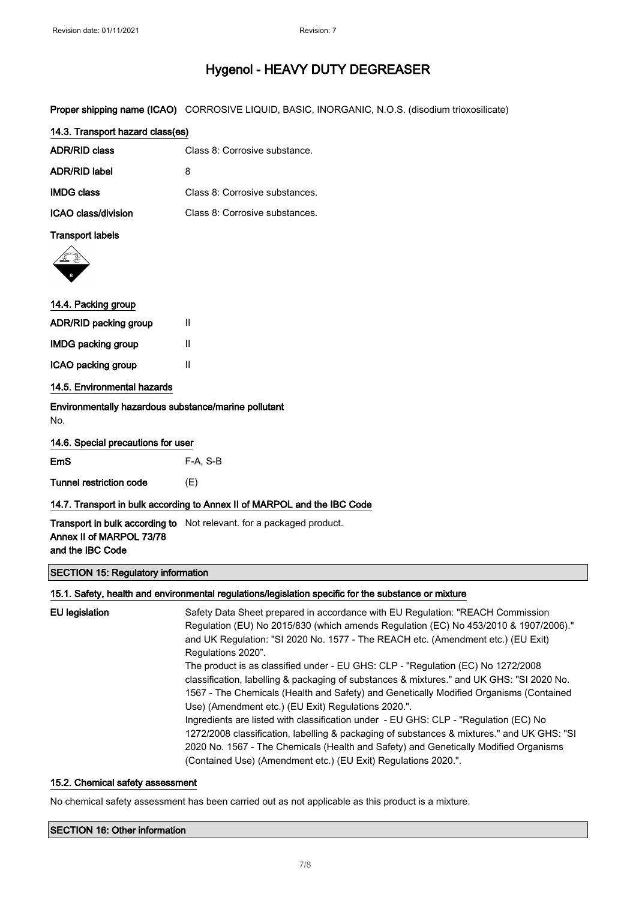# Hygenol - HEAVY DUTY DEGREASER

**Proper shipping name (ICAO)** CORROSIVE LIQUID, BASIC, INORGANIC, N.O.S. (disodium trioxosilicate)

### 14.3. Transport hazard class(es)

| | |
|---|---|
| **ADR/RID class** | Class 8: Corrosive substance. |
| **ADR/RID label** | 8 |
| **IMDG class** | Class 8: Corrosive substances. |
| **ICAO class/division** | Class 8: Corrosive substances. |

**Transport labels**

### 14.4. Packing group

| | |
|---|---|
| **ADR/RID packing group** | II |
| **IMDG packing group** | II |
| **ICAO packing group** | II |

### 14.5. Environmental hazards

**Environmentally hazardous substance/marine pollutant**

No.

### 14.6. Special precautions for user

| | |
|---|---|
| **EmS** | F-A, S-B |
| **Tunnel restriction code** | (E) |

### 14.7. Transport in bulk according to Annex II of MARPOL and the IBC Code

**Transport in bulk according to Annex II of MARPOL 73/78 and the IBC Code** Not relevant. for a packaged product.

## SECTION 15: Regulatory information

### 15.1. Safety, health and environmental regulations/legislation specific for the substance or mixture

**EU legislation**

Safety Data Sheet prepared in accordance with EU Regulation: "REACH Commission Regulation (EU) No 2015/830 (which amends Regulation (EC) No 453/2010 & 1907/2006)." and UK Regulation: "SI 2020 No. 1577 - The REACH etc. (Amendment etc.) (EU Exit) Regulations 2020".

The product is as classified under - EU GHS: CLP - "Regulation (EC) No 1272/2008 classification, labelling & packaging of substances & mixtures." and UK GHS: "SI 2020 No. 1567 - The Chemicals (Health and Safety) and Genetically Modified Organisms (Contained Use) (Amendment etc.) (EU Exit) Regulations 2020.".

Ingredients are listed with classification under - EU GHS: CLP - "Regulation (EC) No 1272/2008 classification, labelling & packaging of substances & mixtures." and UK GHS: "SI 2020 No. 1567 - The Chemicals (Health and Safety) and Genetically Modified Organisms (Contained Use) (Amendment etc.) (EU Exit) Regulations 2020.".

### 15.2. Chemical safety assessment

No chemical safety assessment has been carried out as not applicable as this product is a mixture.

## SECTION 16: Other information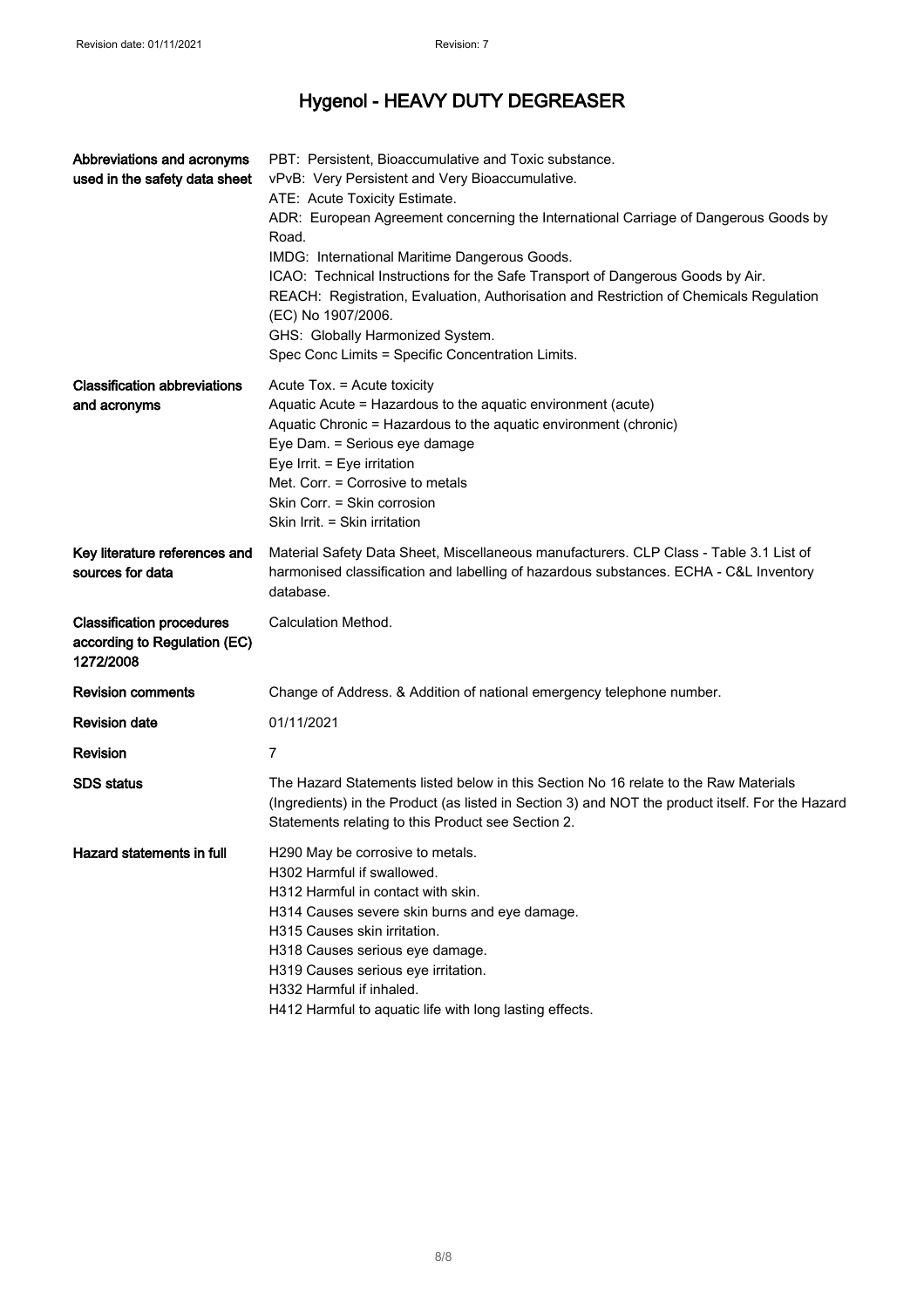# Hygenol - HEAVY DUTY DEGREASER

| | |
|---|---|
| **Abbreviations and acronyms used in the safety data sheet** | PBT: Persistent, Bioaccumulative and Toxic substance.<br>vPvB: Very Persistent and Very Bioaccumulative.<br>ATE: Acute Toxicity Estimate.<br>ADR: European Agreement concerning the International Carriage of Dangerous Goods by Road.<br>IMDG: International Maritime Dangerous Goods.<br>ICAO: Technical Instructions for the Safe Transport of Dangerous Goods by Air.<br>REACH: Registration, Evaluation, Authorisation and Restriction of Chemicals Regulation (EC) No 1907/2006.<br>GHS: Globally Harmonized System.<br>Spec Conc Limits = Specific Concentration Limits. |
| **Classification abbreviations and acronyms** | Acute Tox. = Acute toxicity<br>Aquatic Acute = Hazardous to the aquatic environment (acute)<br>Aquatic Chronic = Hazardous to the aquatic environment (chronic)<br>Eye Dam. = Serious eye damage<br>Eye Irrit. = Eye irritation<br>Met. Corr. = Corrosive to metals<br>Skin Corr. = Skin corrosion<br>Skin Irrit. = Skin irritation |
| **Key literature references and sources for data** | Material Safety Data Sheet, Miscellaneous manufacturers. CLP Class - Table 3.1 List of harmonised classification and labelling of hazardous substances. ECHA - C&L Inventory database. |
| **Classification procedures according to Regulation (EC) 1272/2008** | Calculation Method. |
| **Revision comments** | Change of Address. & Addition of national emergency telephone number. |
| **Revision date** | 01/11/2021 |
| **Revision** | 7 |
| **SDS status** | The Hazard Statements listed below in this Section No 16 relate to the Raw Materials (Ingredients) in the Product (as listed in Section 3) and NOT the product itself. For the Hazard Statements relating to this Product see Section 2. |
| **Hazard statements in full** | H290 May be corrosive to metals.<br>H302 Harmful if swallowed.<br>H312 Harmful in contact with skin.<br>H314 Causes severe skin burns and eye damage.<br>H315 Causes skin irritation.<br>H318 Causes serious eye damage.<br>H319 Causes serious eye irritation.<br>H332 Harmful if inhaled.<br>H412 Harmful to aquatic life with long lasting effects. |